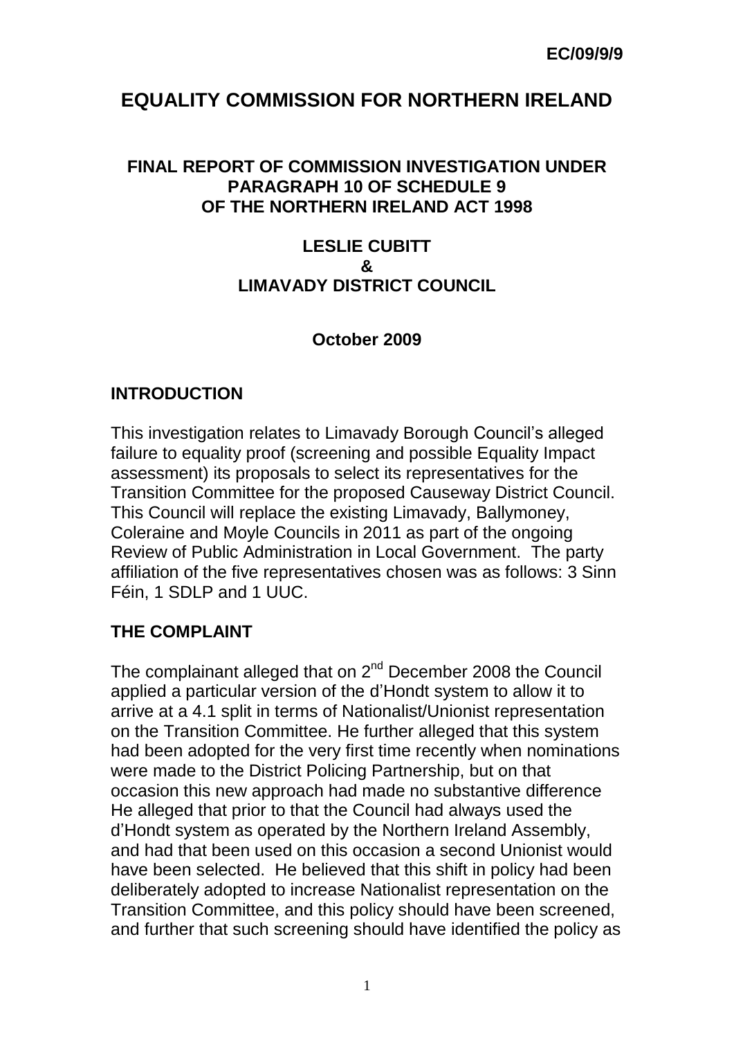**EC/09/9/9**

# EQUALITY COMMISSION FOR NORTHERN IRELAND

## FINAL REPORT OF COMMISSION INVESTIGATION UNDER PARAGRAPH 10 OF SCHEDULE 9 OF THE NORTHERN IRELAND ACT 1998

## LESLIE CUBITT & LIMAVADY DISTRICT COUNCIL

**October 2009**

## INTRODUCTION

This investigation relates to Limavady Borough Council's alleged failure to equality proof (screening and possible Equality Impact assessment) its proposals to select its representatives for the Transition Committee for the proposed Causeway District Council. This Council will replace the existing Limavady, Ballymoney, Coleraine and Moyle Councils in 2011 as part of the ongoing Review of Public Administration in Local Government. The party affiliation of the five representatives chosen was as follows: 3 Sinn Féin, 1 SDLP and 1 UUC.

## THE COMPLAINT

The complainant alleged that on 2nd December 2008 the Council applied a particular version of the d'Hondt system to allow it to arrive at a 4.1 split in terms of Nationalist/Unionist representation on the Transition Committee. He further alleged that this system had been adopted for the very first time recently when nominations were made to the District Policing Partnership, but on that occasion this new approach had made no substantive difference He alleged that prior to that the Council had always used the d'Hondt system as operated by the Northern Ireland Assembly, and had that been used on this occasion a second Unionist would have been selected. He believed that this shift in policy had been deliberately adopted to increase Nationalist representation on the Transition Committee, and this policy should have been screened, and further that such screening should have identified the policy as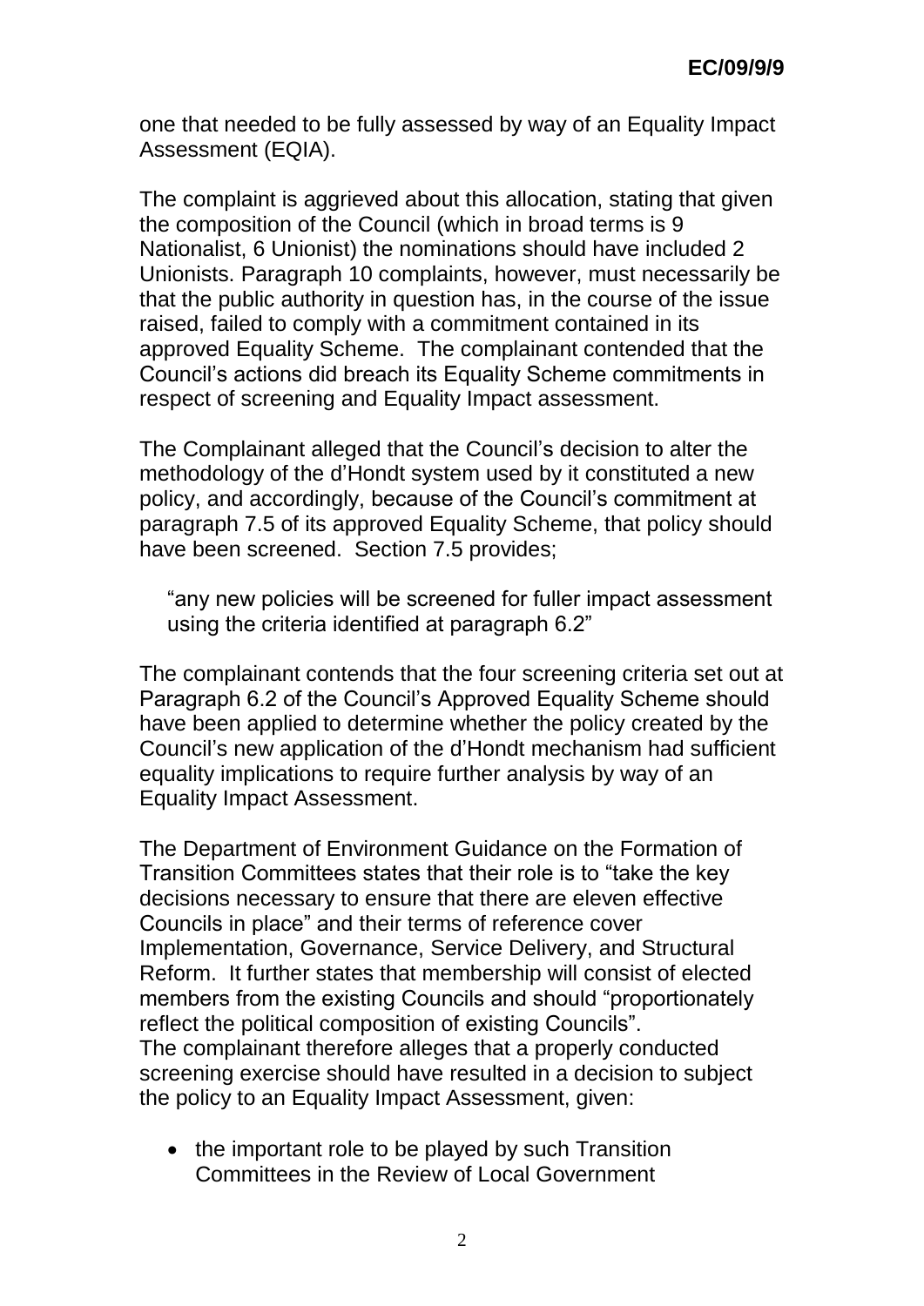one that needed to be fully assessed by way of an Equality Impact Assessment (EQIA).

The complaint is aggrieved about this allocation, stating that given the composition of the Council (which in broad terms is 9 Nationalist, 6 Unionist) the nominations should have included 2 Unionists. Paragraph 10 complaints, however, must necessarily be that the public authority in question has, in the course of the issue raised, failed to comply with a commitment contained in its approved Equality Scheme. The complainant contended that the Council's actions did breach its Equality Scheme commitments in respect of screening and Equality Impact assessment.

The Complainant alleged that the Council's decision to alter the methodology of the d'Hondt system used by it constituted a new policy, and accordingly, because of the Council's commitment at paragraph 7.5 of its approved Equality Scheme, that policy should have been screened. Section 7.5 provides;

> "any new policies will be screened for fuller impact assessment using the criteria identified at paragraph 6.2"

The complainant contends that the four screening criteria set out at Paragraph 6.2 of the Council's Approved Equality Scheme should have been applied to determine whether the policy created by the Council's new application of the d'Hondt mechanism had sufficient equality implications to require further analysis by way of an Equality Impact Assessment.

The Department of Environment Guidance on the Formation of Transition Committees states that their role is to "take the key decisions necessary to ensure that there are eleven effective Councils in place" and their terms of reference cover Implementation, Governance, Service Delivery, and Structural Reform. It further states that membership will consist of elected members from the existing Councils and should "proportionately reflect the political composition of existing Councils".
The complainant therefore alleges that a properly conducted screening exercise should have resulted in a decision to subject the policy to an Equality Impact Assessment, given:

- the important role to be played by such Transition Committees in the Review of Local Government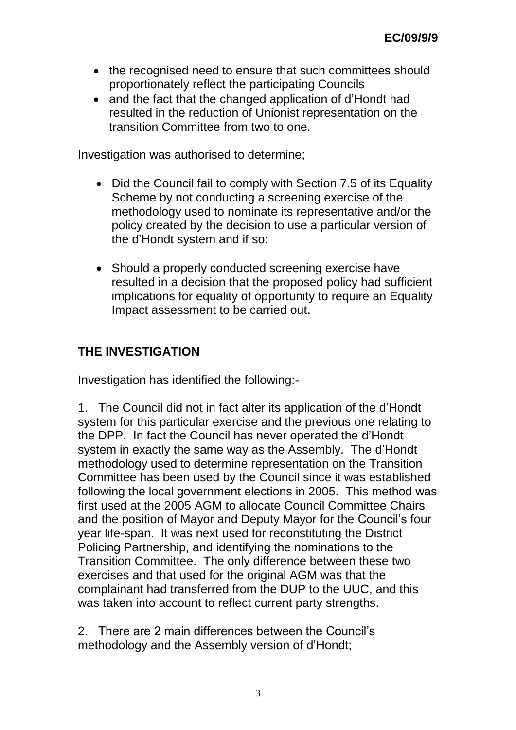- the recognised need to ensure that such committees should proportionately reflect the participating Councils
- and the fact that the changed application of d'Hondt had resulted in the reduction of Unionist representation on the transition Committee from two to one.

Investigation was authorised to determine;

- Did the Council fail to comply with Section 7.5 of its Equality Scheme by not conducting a screening exercise of the methodology used to nominate its representative and/or the policy created by the decision to use a particular version of the d'Hondt system and if so:

- Should a properly conducted screening exercise have resulted in a decision that the proposed policy had sufficient implications for equality of opportunity to require an Equality Impact assessment to be carried out.

## THE INVESTIGATION

Investigation has identified the following:-

1. The Council did not in fact alter its application of the d'Hondt system for this particular exercise and the previous one relating to the DPP. In fact the Council has never operated the d'Hondt system in exactly the same way as the Assembly. The d'Hondt methodology used to determine representation on the Transition Committee has been used by the Council since it was established following the local government elections in 2005. This method was first used at the 2005 AGM to allocate Council Committee Chairs and the position of Mayor and Deputy Mayor for the Council's four year life-span. It was next used for reconstituting the District Policing Partnership, and identifying the nominations to the Transition Committee. The only difference between these two exercises and that used for the original AGM was that the complainant had transferred from the DUP to the UUC, and this was taken into account to reflect current party strengths.

2. There are 2 main differences between the Council's methodology and the Assembly version of d'Hondt;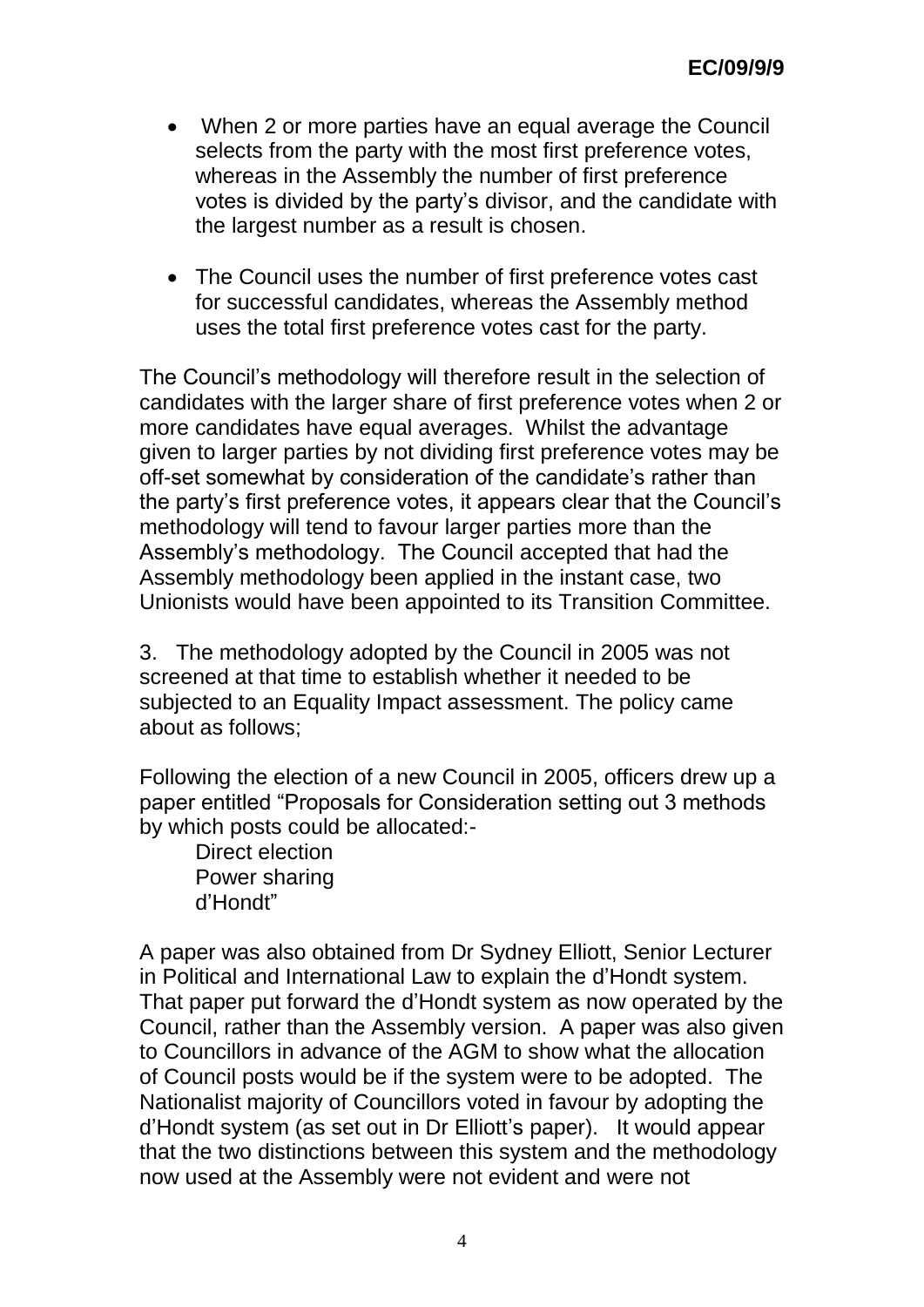- When 2 or more parties have an equal average the Council selects from the party with the most first preference votes, whereas in the Assembly the number of first preference votes is divided by the party's divisor, and the candidate with the largest number as a result is chosen.

- The Council uses the number of first preference votes cast for successful candidates, whereas the Assembly method uses the total first preference votes cast for the party.

The Council's methodology will therefore result in the selection of candidates with the larger share of first preference votes when 2 or more candidates have equal averages. Whilst the advantage given to larger parties by not dividing first preference votes may be off-set somewhat by consideration of the candidate's rather than the party's first preference votes, it appears clear that the Council's methodology will tend to favour larger parties more than the Assembly's methodology. The Council accepted that had the Assembly methodology been applied in the instant case, two Unionists would have been appointed to its Transition Committee.

3. The methodology adopted by the Council in 2005 was not screened at that time to establish whether it needed to be subjected to an Equality Impact assessment. The policy came about as follows;

Following the election of a new Council in 2005, officers drew up a paper entitled "Proposals for Consideration setting out 3 methods by which posts could be allocated:-

Direct election
Power sharing
d'Hondt"

A paper was also obtained from Dr Sydney Elliott, Senior Lecturer in Political and International Law to explain the d'Hondt system. That paper put forward the d'Hondt system as now operated by the Council, rather than the Assembly version. A paper was also given to Councillors in advance of the AGM to show what the allocation of Council posts would be if the system were to be adopted. The Nationalist majority of Councillors voted in favour by adopting the d'Hondt system (as set out in Dr Elliott's paper). It would appear that the two distinctions between this system and the methodology now used at the Assembly were not evident and were not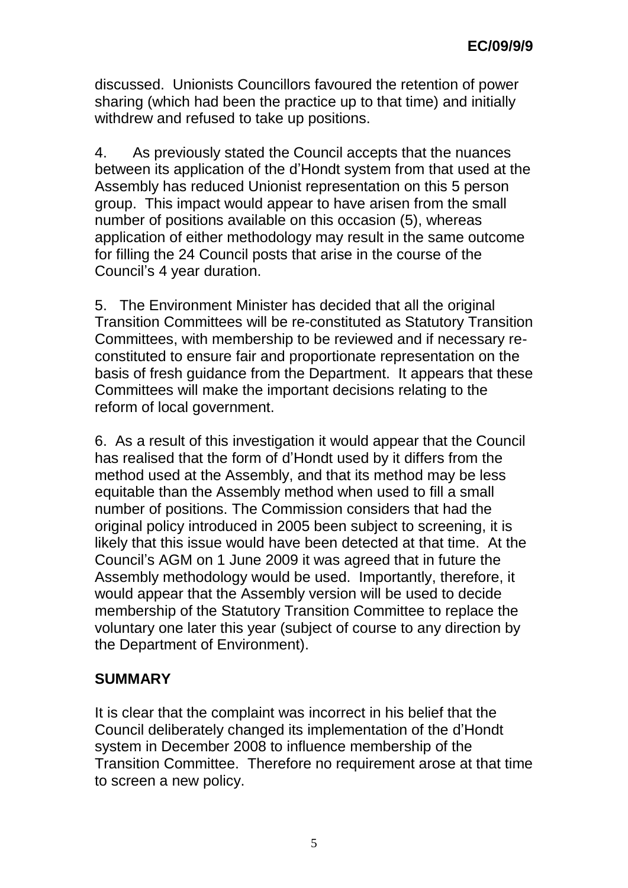discussed. Unionists Councillors favoured the retention of power sharing (which had been the practice up to that time) and initially withdrew and refused to take up positions.

4. As previously stated the Council accepts that the nuances between its application of the d'Hondt system from that used at the Assembly has reduced Unionist representation on this 5 person group. This impact would appear to have arisen from the small number of positions available on this occasion (5), whereas application of either methodology may result in the same outcome for filling the 24 Council posts that arise in the course of the Council's 4 year duration.

5. The Environment Minister has decided that all the original Transition Committees will be re-constituted as Statutory Transition Committees, with membership to be reviewed and if necessary re-constituted to ensure fair and proportionate representation on the basis of fresh guidance from the Department. It appears that these Committees will make the important decisions relating to the reform of local government.

6. As a result of this investigation it would appear that the Council has realised that the form of d'Hondt used by it differs from the method used at the Assembly, and that its method may be less equitable than the Assembly method when used to fill a small number of positions. The Commission considers that had the original policy introduced in 2005 been subject to screening, it is likely that this issue would have been detected at that time. At the Council's AGM on 1 June 2009 it was agreed that in future the Assembly methodology would be used. Importantly, therefore, it would appear that the Assembly version will be used to decide membership of the Statutory Transition Committee to replace the voluntary one later this year (subject of course to any direction by the Department of Environment).

## SUMMARY

It is clear that the complaint was incorrect in his belief that the Council deliberately changed its implementation of the d'Hondt system in December 2008 to influence membership of the Transition Committee. Therefore no requirement arose at that time to screen a new policy.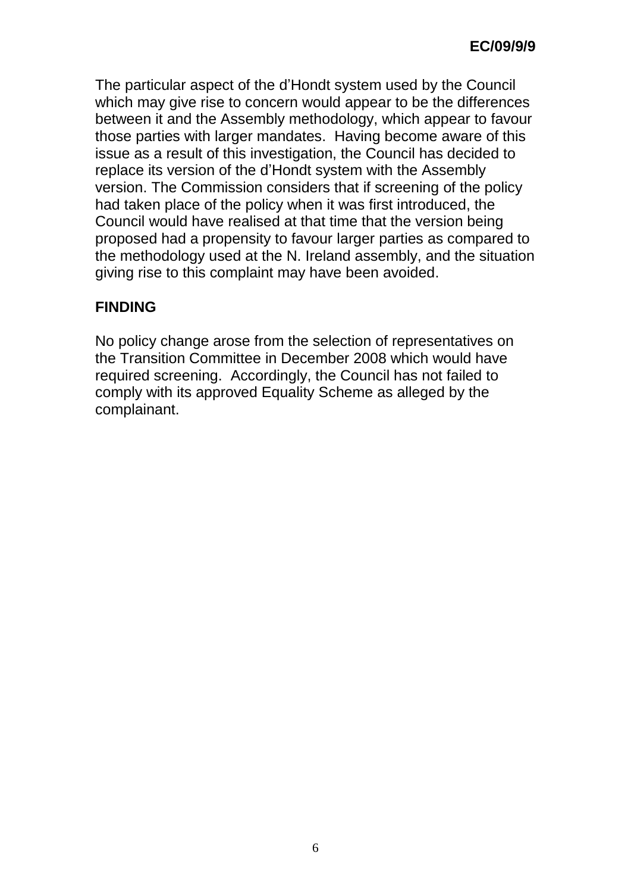The particular aspect of the d'Hondt system used by the Council which may give rise to concern would appear to be the differences between it and the Assembly methodology, which appear to favour those parties with larger mandates. Having become aware of this issue as a result of this investigation, the Council has decided to replace its version of the d'Hondt system with the Assembly version. The Commission considers that if screening of the policy had taken place of the policy when it was first introduced, the Council would have realised at that time that the version being proposed had a propensity to favour larger parties as compared to the methodology used at the N. Ireland assembly, and the situation giving rise to this complaint may have been avoided.

## FINDING

No policy change arose from the selection of representatives on the Transition Committee in December 2008 which would have required screening. Accordingly, the Council has not failed to comply with its approved Equality Scheme as alleged by the complainant.